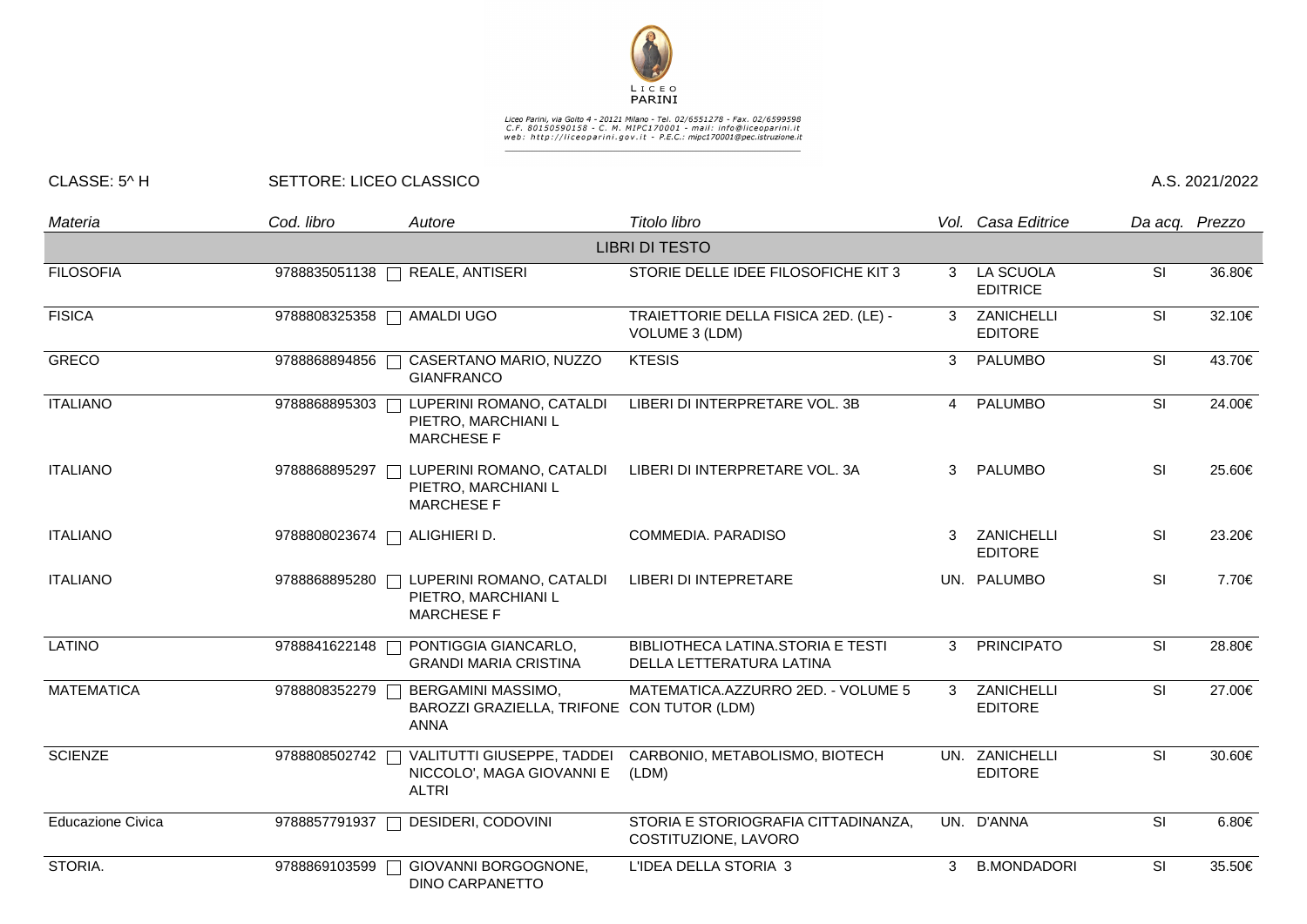LICEO PARINI

Liceo Parini, via Goito 4 - 20121 Milano - Tel. 02/6551278 - Fax. 02/6599598
C.F. 80150590158 - C. M. MIPC170001 - mail: info@liceoparini.it
web: http://liceoparini.gov.it - P.E.C.: mipc170001@pec.istruzione.it

CLASSE: 5^ H | SETTORE: LICEO CLASSICO | A.S. 2021/2022

| Materia | Cod. libro | Autore | Titolo libro | Vol. | Casa Editrice | Da acq. | Prezzo |
|---|---|---|---|---|---|---|---|
| | | | LIBRI DI TESTO | | | | |
| FILOSOFIA | 9788835051138 | REALE, ANTISERI | STORIE DELLE IDEE FILOSOFICHE KIT 3 | 3 | LA SCUOLA EDITRICE | SI | 36.80€ |
| FISICA | 9788808325358 | AMALDI UGO | TRAIETTORIE DELLA FISICA 2ED. (LE) - VOLUME 3 (LDM) | 3 | ZANICHELLI EDITORE | SI | 32.10€ |
| GRECO | 9788868894856 | CASERTANO MARIO, NUZZO GIANFRANCO | KTESIS | 3 | PALUMBO | SI | 43.70€ |
| ITALIANO | 9788868895303 | LUPERINI ROMANO, CATALDI PIETRO, MARCHIANI L MARCHESE F | LIBERI DI INTERPRETARE VOL. 3B | 4 | PALUMBO | SI | 24.00€ |
| ITALIANO | 9788868895297 | LUPERINI ROMANO, CATALDI PIETRO, MARCHIANI L MARCHESE F | LIBERI DI INTERPRETARE VOL. 3A | 3 | PALUMBO | SI | 25.60€ |
| ITALIANO | 9788808023674 | ALIGHIERI D. | COMMEDIA. PARADISO | 3 | ZANICHELLI EDITORE | SI | 23.20€ |
| ITALIANO | 9788868895280 | LUPERINI ROMANO, CATALDI PIETRO, MARCHIANI L MARCHESE F | LIBERI DI INTEPRETARE | UN. | PALUMBO | SI | 7.70€ |
| LATINO | 9788841622148 | PONTIGGIA GIANCARLO, GRANDI MARIA CRISTINA | BIBLIOTHECA LATINA.STORIA E TESTI DELLA LETTERATURA LATINA | 3 | PRINCIPATO | SI | 28.80€ |
| MATEMATICA | 9788808352279 | BERGAMINI MASSIMO, BAROZZI GRAZIELLA, TRIFONE ANNA | MATEMATICA.AZZURRO 2ED. - VOLUME 5 CON TUTOR (LDM) | 3 | ZANICHELLI EDITORE | SI | 27.00€ |
| SCIENZE | 9788808502742 | VALITUTTI GIUSEPPE, TADDEI NICCOLO', MAGA GIOVANNI E ALTRI | CARBONIO, METABOLISMO, BIOTECH (LDM) | UN. | ZANICHELLI EDITORE | SI | 30.60€ |
| Educazione Civica | 9788857791937 | DESIDERI, CODOVINI | STORIA E STORIOGRAFIA CITTADINANZA, COSTITUZIONE, LAVORO | UN. | D'ANNA | SI | 6.80€ |
| STORIA. | 9788869103599 | GIOVANNI BORGOGNONE, DINO CARPANETTO | L'IDEA DELLA STORIA 3 | 3 | B.MONDADORI | SI | 35.50€ |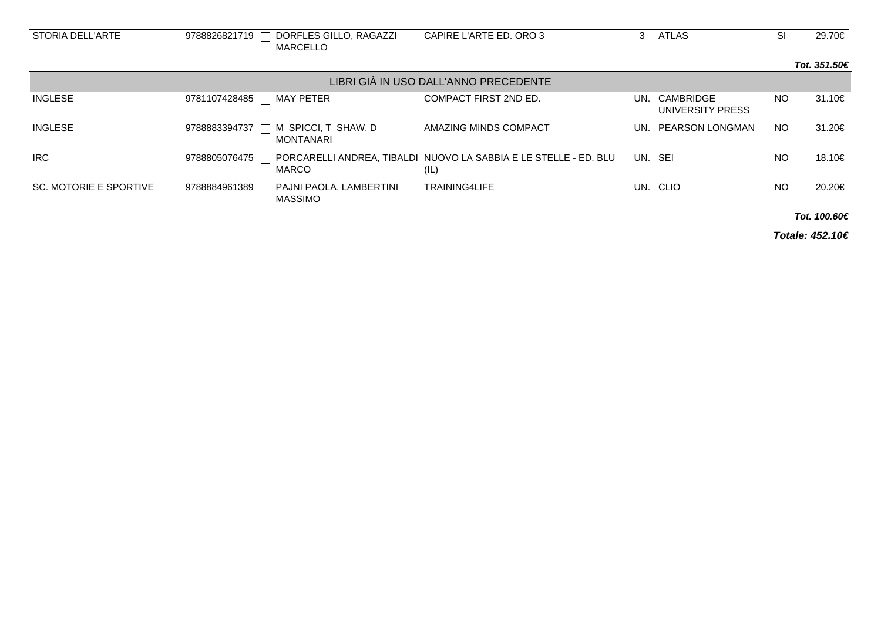| | | | | | | | |
|---|---|---|---|---|---|---|---|
| STORIA DELL'ARTE | 9788826821719 | DORFLES GILLO, RAGAZZI MARCELLO | CAPIRE L'ARTE ED. ORO 3 | 3 | ATLAS | SI | 29.70€ |
| | | | | | | | ***Tot. 351.50€*** |
| LIBRI GIÀ IN USO DALL'ANNO PRECEDENTE | | | | | | | |
| INGLESE | 9781107428485 | MAY PETER | COMPACT FIRST 2ND ED. | UN. | CAMBRIDGE UNIVERSITY PRESS | NO | 31.10€ |
| INGLESE | 9788883394737 | M SPICCI, T SHAW, D MONTANARI | AMAZING MINDS COMPACT | UN. | PEARSON LONGMAN | NO | 31.20€ |
| IRC | 9788805076475 | PORCARELLI ANDREA, TIBALDI MARCO | NUOVO LA SABBIA E LE STELLE - ED. BLU (IL) | UN. | SEI | NO | 18.10€ |
| SC. MOTORIE E SPORTIVE | 9788884961389 | PAJNI PAOLA, LAMBERTINI MASSIMO | TRAINING4LIFE | UN. | CLIO | NO | 20.20€ |
| | | | | | | | ***Tot. 100.60€*** |

***Totale: 452.10€***